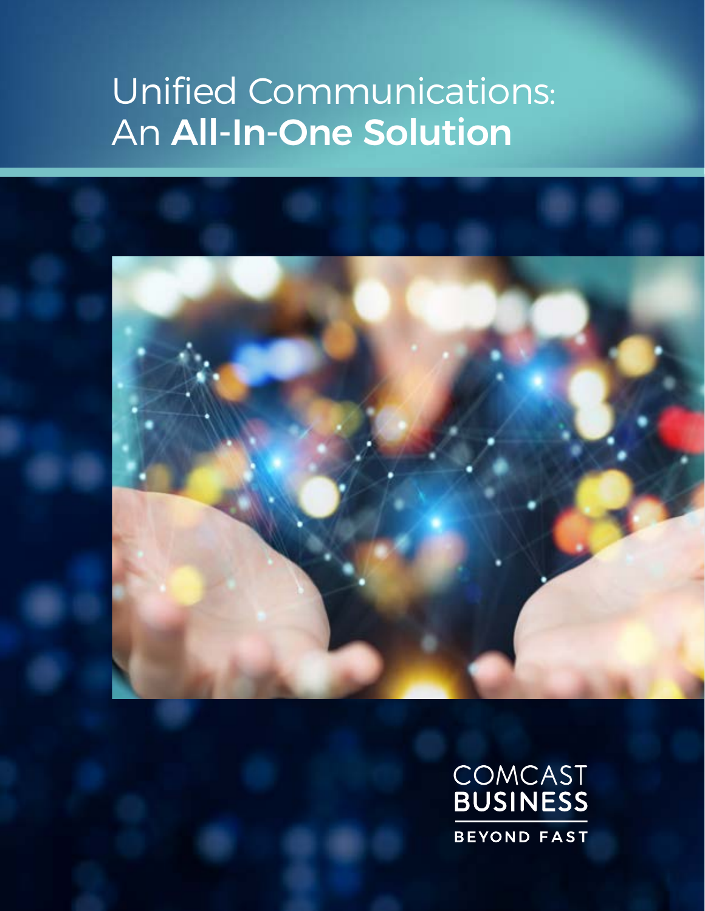# Unified Communications: An **All-In-One Solution**

COMCAST
BUSINESS
BEYOND FAST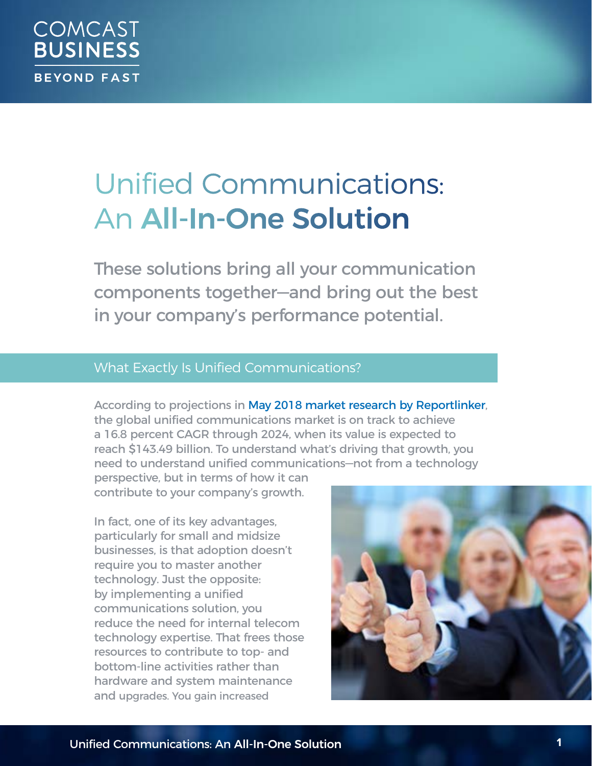COMCAST
BUSINESS
BEYOND FAST

# Unified Communications: An **All-In-One Solution**

These solutions bring all your communication components together—and bring out the best in your company's performance potential.

## What Exactly Is Unified Communications?

According to projections in May 2018 market research by Reportlinker, the global unified communications market is on track to achieve a 16.8 percent CAGR through 2024, when its value is expected to reach $143.49 billion. To understand what's driving that growth, you need to understand unified communications—not from a technology perspective, but in terms of how it can contribute to your company's growth.

In fact, one of its key advantages, particularly for small and midsize businesses, is that adoption doesn't require you to master another technology. Just the opposite: by implementing a unified communications solution, you reduce the need for internal telecom technology expertise. That frees those resources to contribute to top- and bottom-line activities rather than hardware and system maintenance and upgrades. You gain increased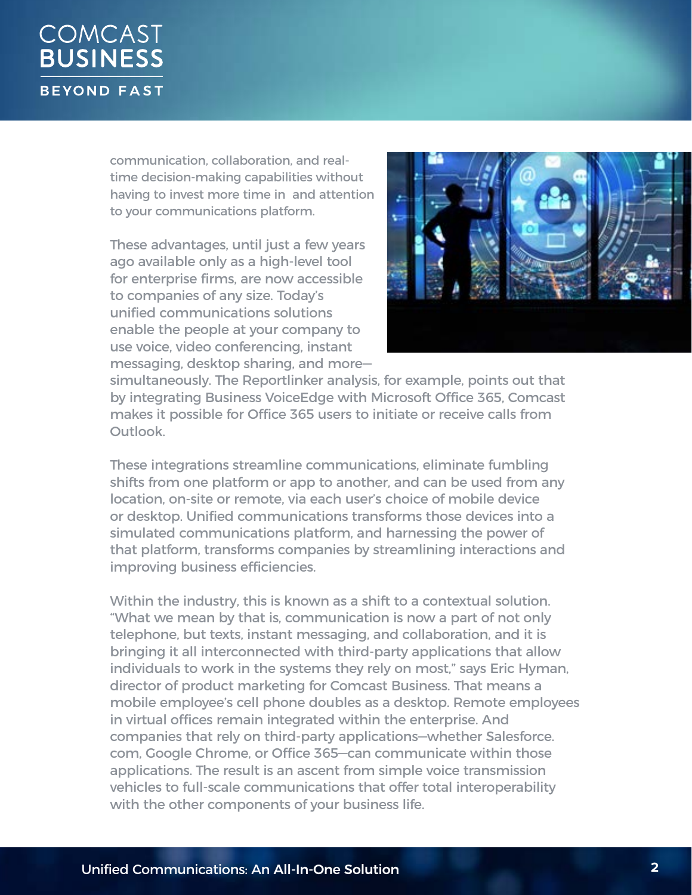communication, collaboration, and real-time decision-making capabilities without having to invest more time in and attention to your communications platform.

These advantages, until just a few years ago available only as a high-level tool for enterprise firms, are now accessible to companies of any size. Today's unified communications solutions enable the people at your company to use voice, video conferencing, instant messaging, desktop sharing, and more—simultaneously. The Reportlinker analysis, for example, points out that by integrating Business VoiceEdge with Microsoft Office 365, Comcast makes it possible for Office 365 users to initiate or receive calls from Outlook.

These integrations streamline communications, eliminate fumbling shifts from one platform or app to another, and can be used from any location, on-site or remote, via each user's choice of mobile device or desktop. Unified communications transforms those devices into a simulated communications platform, and harnessing the power of that platform, transforms companies by streamlining interactions and improving business efficiencies.

Within the industry, this is known as a shift to a contextual solution. "What we mean by that is, communication is now a part of not only telephone, but texts, instant messaging, and collaboration, and it is bringing it all interconnected with third-party applications that allow individuals to work in the systems they rely on most," says Eric Hyman, director of product marketing for Comcast Business. That means a mobile employee's cell phone doubles as a desktop. Remote employees in virtual offices remain integrated within the enterprise. And companies that rely on third-party applications—whether Salesforce.com, Google Chrome, or Office 365—can communicate within those applications. The result is an ascent from simple voice transmission vehicles to full-scale communications that offer total interoperability with the other components of your business life.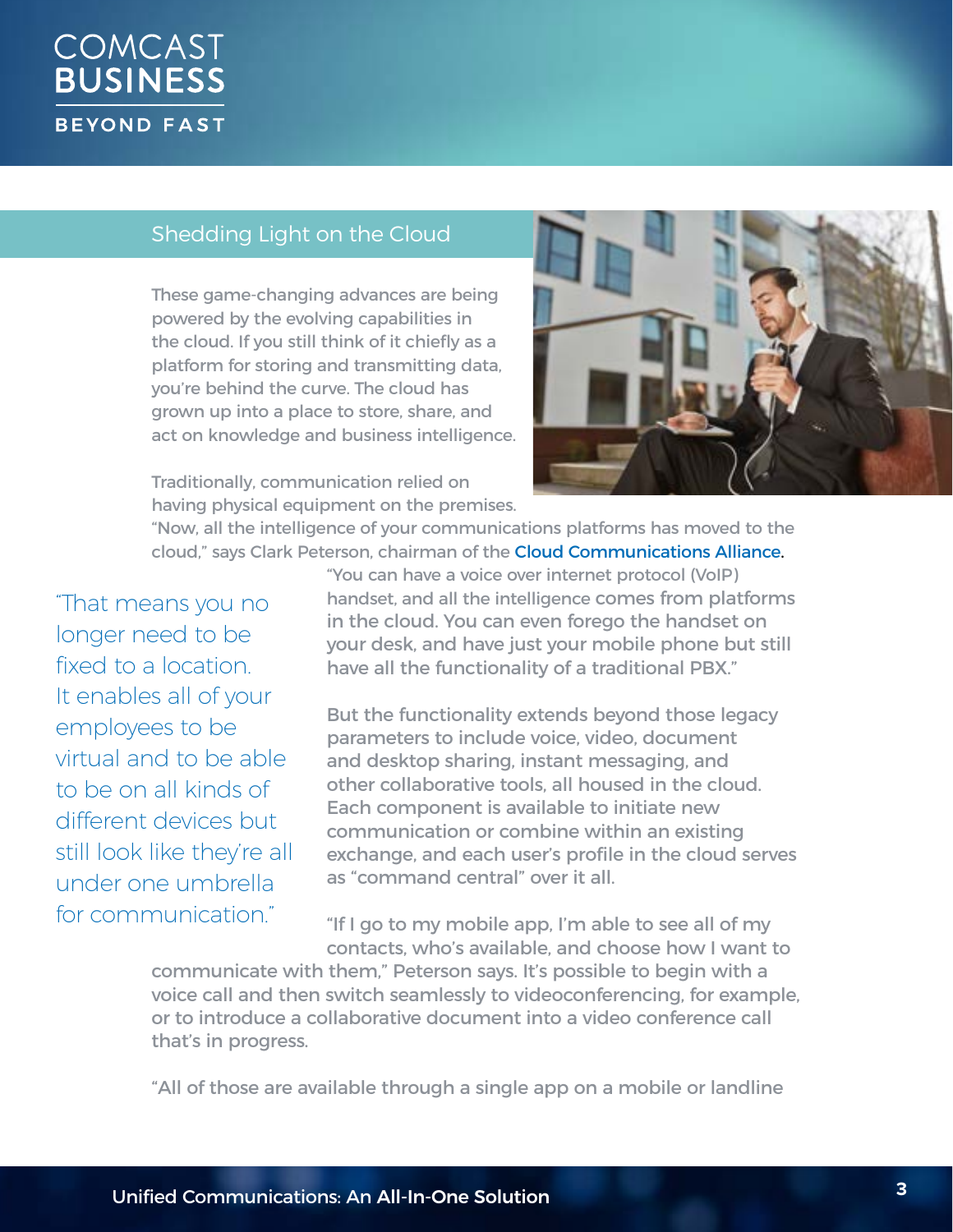## Shedding Light on the Cloud

These game-changing advances are being powered by the evolving capabilities in the cloud. If you still think of it chiefly as a platform for storing and transmitting data, you're behind the curve. The cloud has grown up into a place to store, share, and act on knowledge and business intelligence.

Traditionally, communication relied on having physical equipment on the premises. "Now, all the intelligence of your communications platforms has moved to the cloud," says Clark Peterson, chairman of the Cloud Communications Alliance. "You can have a voice over internet protocol (VoIP) handset, and all the intelligence comes from platforms in the cloud. You can even forego the handset on your desk, and have just your mobile phone but still have all the functionality of a traditional PBX."

> "That means you no longer need to be fixed to a location. It enables all of your employees to be virtual and to be able to be on all kinds of different devices but still look like they're all under one umbrella for communication."

But the functionality extends beyond those legacy parameters to include voice, video, document and desktop sharing, instant messaging, and other collaborative tools, all housed in the cloud. Each component is available to initiate new communication or combine within an existing exchange, and each user's profile in the cloud serves as "command central" over it all.

"If I go to my mobile app, I'm able to see all of my contacts, who's available, and choose how I want to communicate with them," Peterson says. It's possible to begin with a voice call and then switch seamlessly to videoconferencing, for example, or to introduce a collaborative document into a video conference call that's in progress.

"All of those are available through a single app on a mobile or landline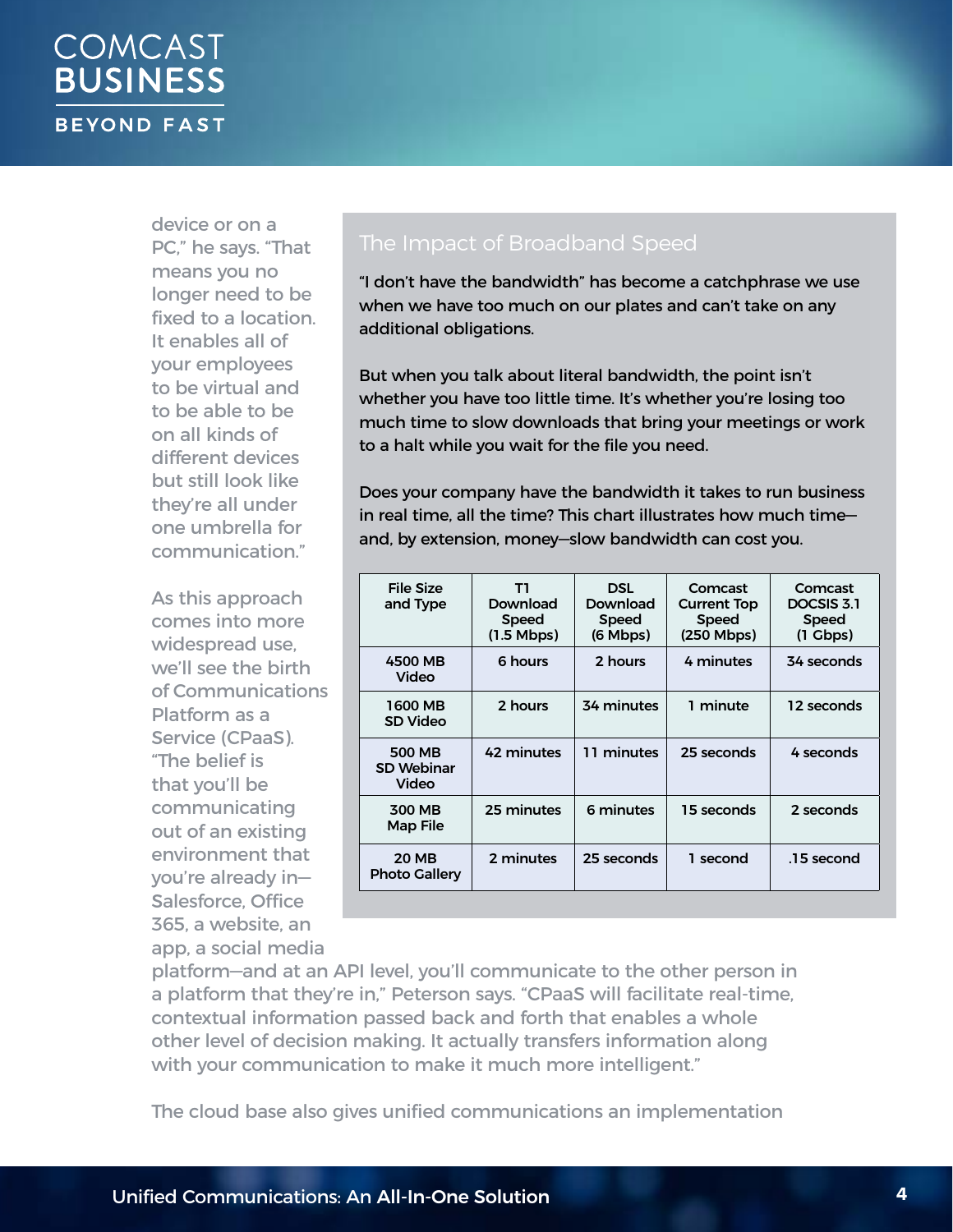device or on a PC," he says. "That means you no longer need to be fixed to a location. It enables all of your employees to be virtual and to be able to be on all kinds of different devices but still look like they're all under one umbrella for communication."

As this approach comes into more widespread use, we'll see the birth of Communications Platform as a Service (CPaaS). "The belief is that you'll be communicating out of an existing environment that you're already in—Salesforce, Office 365, a website, an app, a social media platform—and at an API level, you'll communicate to the other person in a platform that they're in," Peterson says. "CPaaS will facilitate real-time, contextual information passed back and forth that enables a whole other level of decision making. It actually transfers information along with your communication to make it much more intelligent."

The cloud base also gives unified communications an implementation

## The Impact of Broadband Speed

"I don't have the bandwidth" has become a catchphrase we use when we have too much on our plates and can't take on any additional obligations.

But when you talk about literal bandwidth, the point isn't whether you have too little time. It's whether you're losing too much time to slow downloads that bring your meetings or work to a halt while you wait for the file you need.

Does your company have the bandwidth it takes to run business in real time, all the time? This chart illustrates how much time—and, by extension, money—slow bandwidth can cost you.

| File Size and Type | T1 Download Speed (1.5 Mbps) | DSL Download Speed (6 Mbps) | Comcast Current Top Speed (250 Mbps) | Comcast DOCSIS 3.1 Speed (1 Gbps) |
|---|---|---|---|---|
| 4500 MB Video | 6 hours | 2 hours | 4 minutes | 34 seconds |
| 1600 MB SD Video | 2 hours | 34 minutes | 1 minute | 12 seconds |
| 500 MB SD Webinar Video | 42 minutes | 11 minutes | 25 seconds | 4 seconds |
| 300 MB Map File | 25 minutes | 6 minutes | 15 seconds | 2 seconds |
| 20 MB Photo Gallery | 2 minutes | 25 seconds | 1 second | .15 second |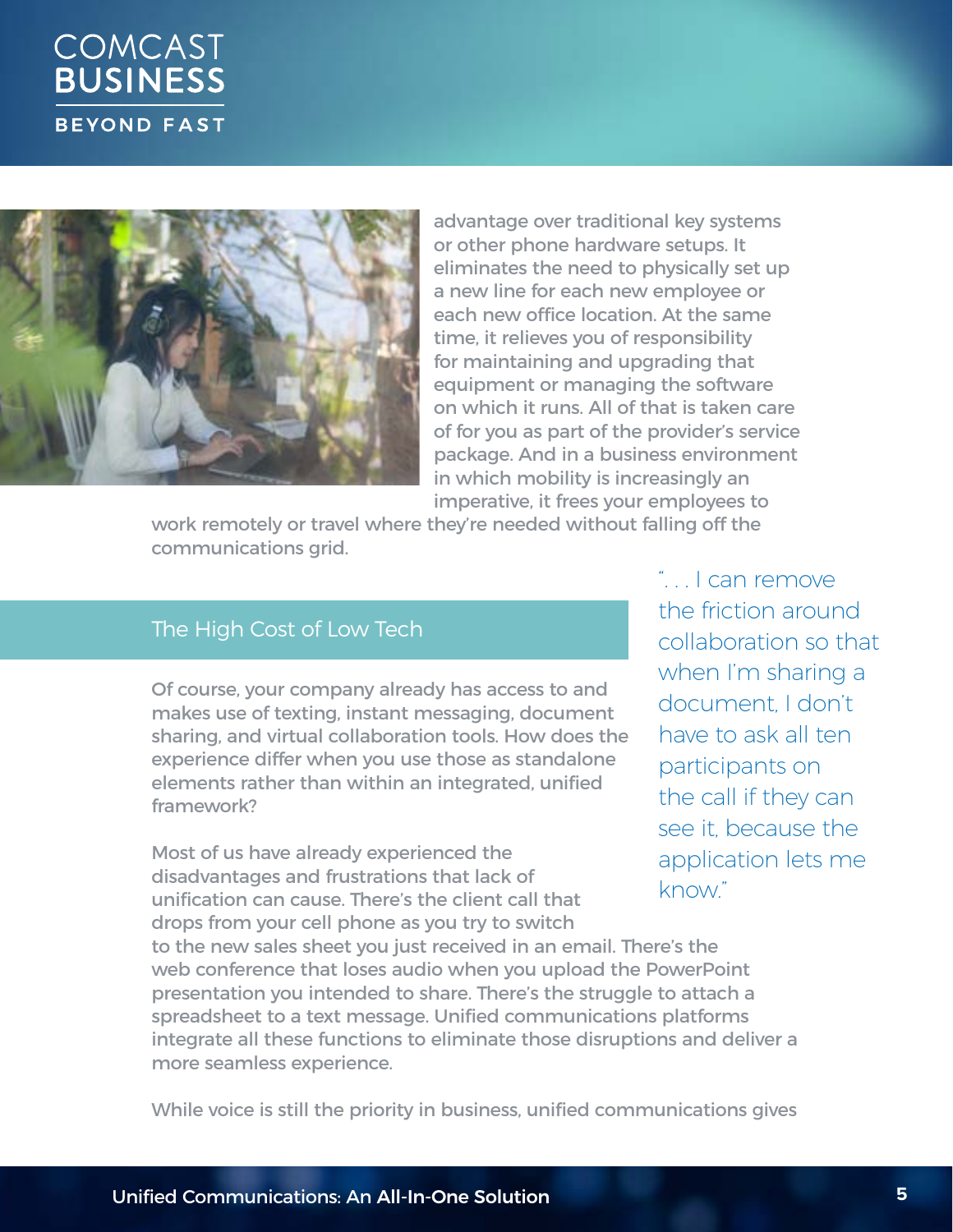advantage over traditional key systems or other phone hardware setups. It eliminates the need to physically set up a new line for each new employee or each new office location. At the same time, it relieves you of responsibility for maintaining and upgrading that equipment or managing the software on which it runs. All of that is taken care of for you as part of the provider's service package. And in a business environment in which mobility is increasingly an imperative, it frees your employees to work remotely or travel where they're needed without falling off the communications grid.

## The High Cost of Low Tech

> ". . . I can remove the friction around collaboration so that when I'm sharing a document, I don't have to ask all ten participants on the call if they can see it, because the application lets me know."

Of course, your company already has access to and makes use of texting, instant messaging, document sharing, and virtual collaboration tools. How does the experience differ when you use those as standalone elements rather than within an integrated, unified framework?

Most of us have already experienced the disadvantages and frustrations that lack of unification can cause. There's the client call that drops from your cell phone as you try to switch to the new sales sheet you just received in an email. There's the web conference that loses audio when you upload the PowerPoint presentation you intended to share. There's the struggle to attach a spreadsheet to a text message. Unified communications platforms integrate all these functions to eliminate those disruptions and deliver a more seamless experience.

While voice is still the priority in business, unified communications gives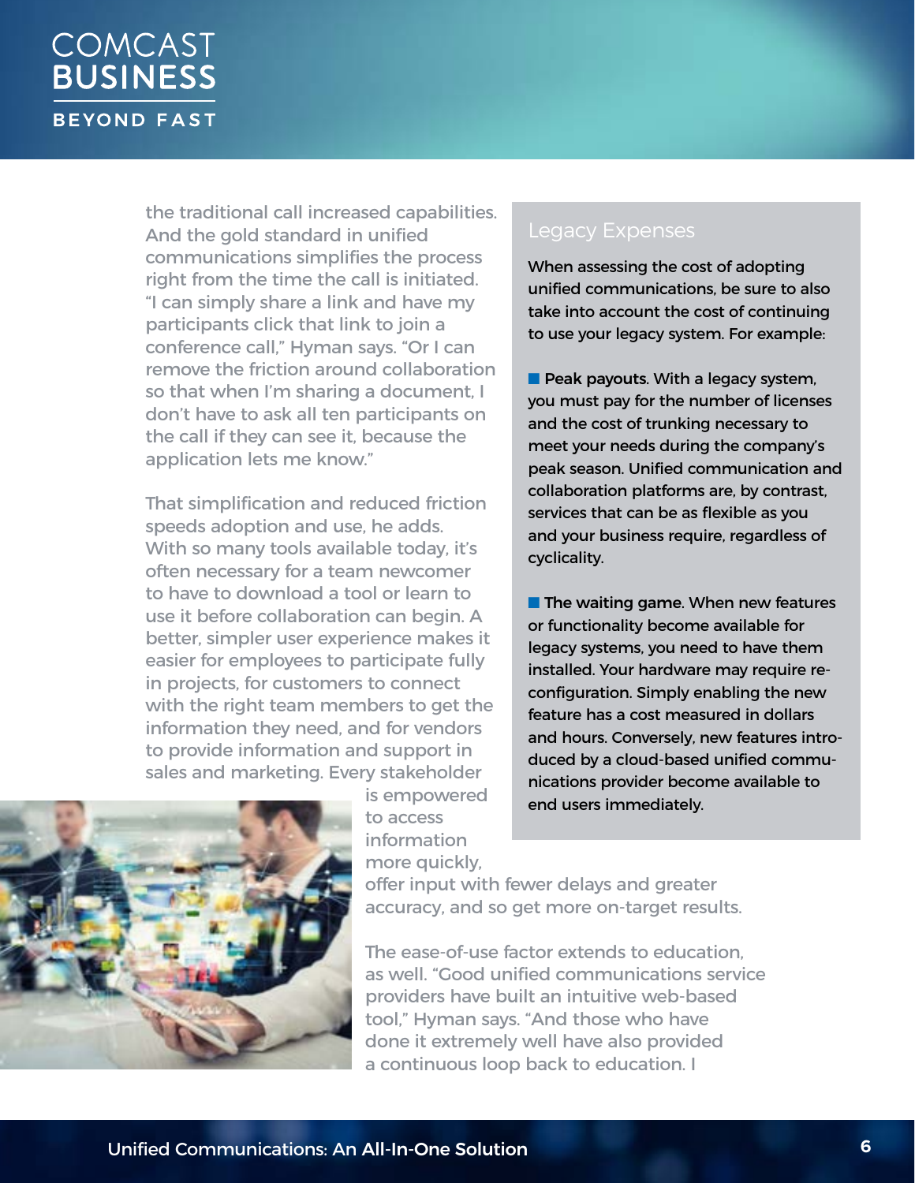the traditional call increased capabilities. And the gold standard in unified communications simplifies the process right from the time the call is initiated. “I can simply share a link and have my participants click that link to join a conference call,” Hyman says. “Or I can remove the friction around collaboration so that when I’m sharing a document, I don’t have to ask all ten participants on the call if they can see it, because the application lets me know.”

That simplification and reduced friction speeds adoption and use, he adds. With so many tools available today, it’s often necessary for a team newcomer to have to download a tool or learn to use it before collaboration can begin. A better, simpler user experience makes it easier for employees to participate fully in projects, for customers to connect with the right team members to get the information they need, and for vendors to provide information and support in sales and marketing. Every stakeholder is empowered to access information more quickly, offer input with fewer delays and greater accuracy, and so get more on-target results.

The ease-of-use factor extends to education, as well. “Good unified communications service providers have built an intuitive web-based tool,” Hyman says. “And those who have done it extremely well have also provided a continuous loop back to education. I

## Legacy Expenses

When assessing the cost of adopting unified communications, be sure to also take into account the cost of continuing to use your legacy system. For example:

- **Peak payouts**. With a legacy system, you must pay for the number of licenses and the cost of trunking necessary to meet your needs during the company’s peak season. Unified communication and collaboration platforms are, by contrast, services that can be as flexible as you and your business require, regardless of cyclicality.

- **The waiting game**. When new features or functionality become available for legacy systems, you need to have them installed. Your hardware may require re-configuration. Simply enabling the new feature has a cost measured in dollars and hours. Conversely, new features introduced by a cloud-based unified communications provider become available to end users immediately.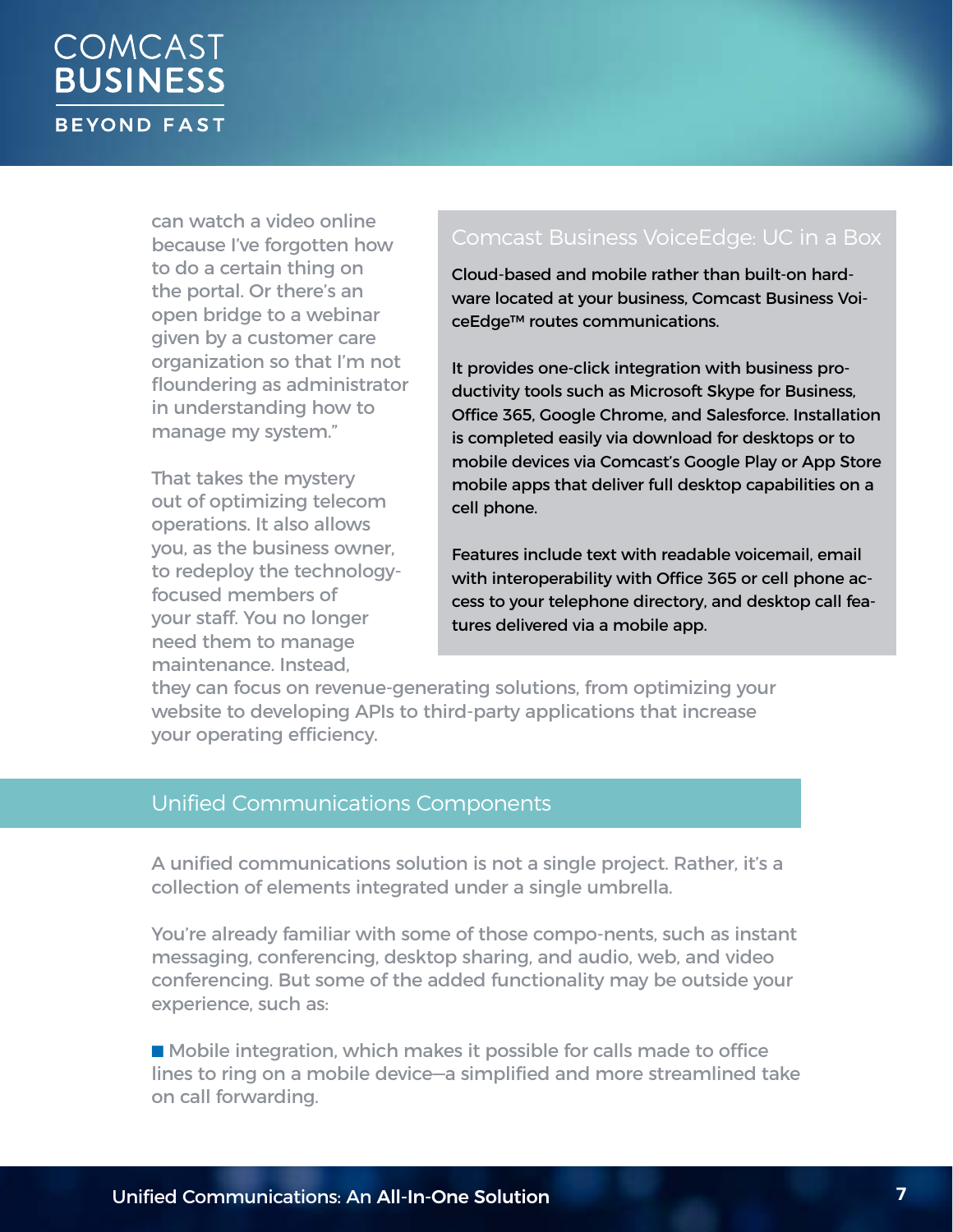can watch a video online because I've forgotten how to do a certain thing on the portal. Or there's an open bridge to a webinar given by a customer care organization so that I'm not floundering as administrator in understanding how to manage my system."

That takes the mystery out of optimizing telecom operations. It also allows you, as the business owner, to redeploy the technology-focused members of your staff. You no longer need them to manage maintenance. Instead, they can focus on revenue-generating solutions, from optimizing your website to developing APIs to third-party applications that increase your operating efficiency.

### Comcast Business VoiceEdge: UC in a Box

Cloud-based and mobile rather than built-on hardware located at your business, Comcast Business VoiceEdge™ routes communications.

It provides one-click integration with business productivity tools such as Microsoft Skype for Business, Office 365, Google Chrome, and Salesforce. Installation is completed easily via download for desktops or to mobile devices via Comcast's Google Play or App Store mobile apps that deliver full desktop capabilities on a cell phone.

Features include text with readable voicemail, email with interoperability with Office 365 or cell phone access to your telephone directory, and desktop call features delivered via a mobile app.

## Unified Communications Components

A unified communications solution is not a single project. Rather, it's a collection of elements integrated under a single umbrella.

You're already familiar with some of those compo-nents, such as instant messaging, conferencing, desktop sharing, and audio, web, and video conferencing. But some of the added functionality may be outside your experience, such as:

- Mobile integration, which makes it possible for calls made to office lines to ring on a mobile device—a simplified and more streamlined take on call forwarding.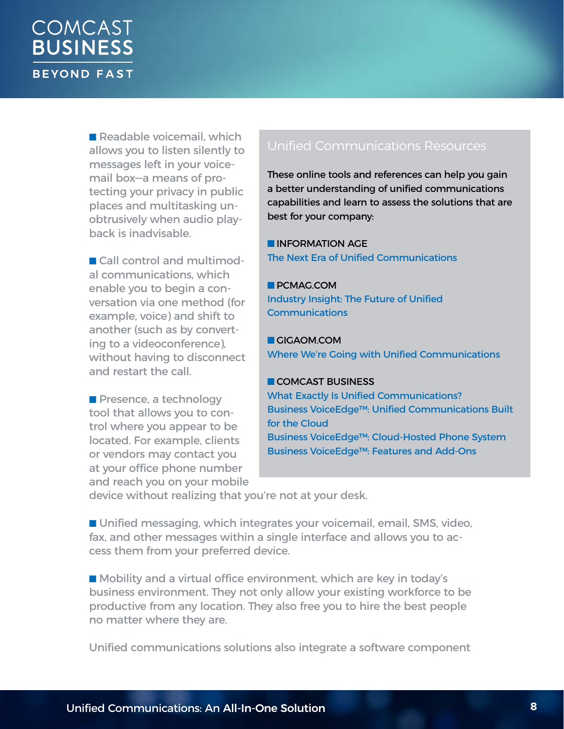- Readable voicemail, which allows you to listen silently to messages left in your voicemail box—a means of protecting your privacy in public places and multitasking unobtrusively when audio playback is inadvisable.

- Call control and multimodal communications, which enable you to begin a conversation via one method (for example, voice) and shift to another (such as by converting to a videoconference), without having to disconnect and restart the call.

- Presence, a technology tool that allows you to control where you appear to be located. For example, clients or vendors may contact you at your office phone number and reach you on your mobile device without realizing that you're not at your desk.

- Unified messaging, which integrates your voicemail, email, SMS, video, fax, and other messages within a single interface and allows you to access them from your preferred device.

- Mobility and a virtual office environment, which are key in today's business environment. They not only allow your existing workforce to be productive from any location. They also free you to hire the best people no matter where they are.

Unified communications solutions also integrate a software component

## Unified Communications Resources

These online tools and references can help you gain a better understanding of unified communications capabilities and learn to assess the solutions that are best for your company:

**INFORMATION AGE**
The Next Era of Unified Communications

**PCMAG.COM**
Industry Insight: The Future of Unified Communications

**GIGAOM.COM**
Where We're Going with Unified Communications

**COMCAST BUSINESS**
What Exactly Is Unified Communications?
Business VoiceEdge™: Unified Communications Built for the Cloud
Business VoiceEdge™: Cloud-Hosted Phone System
Business VoiceEdge™: Features and Add-Ons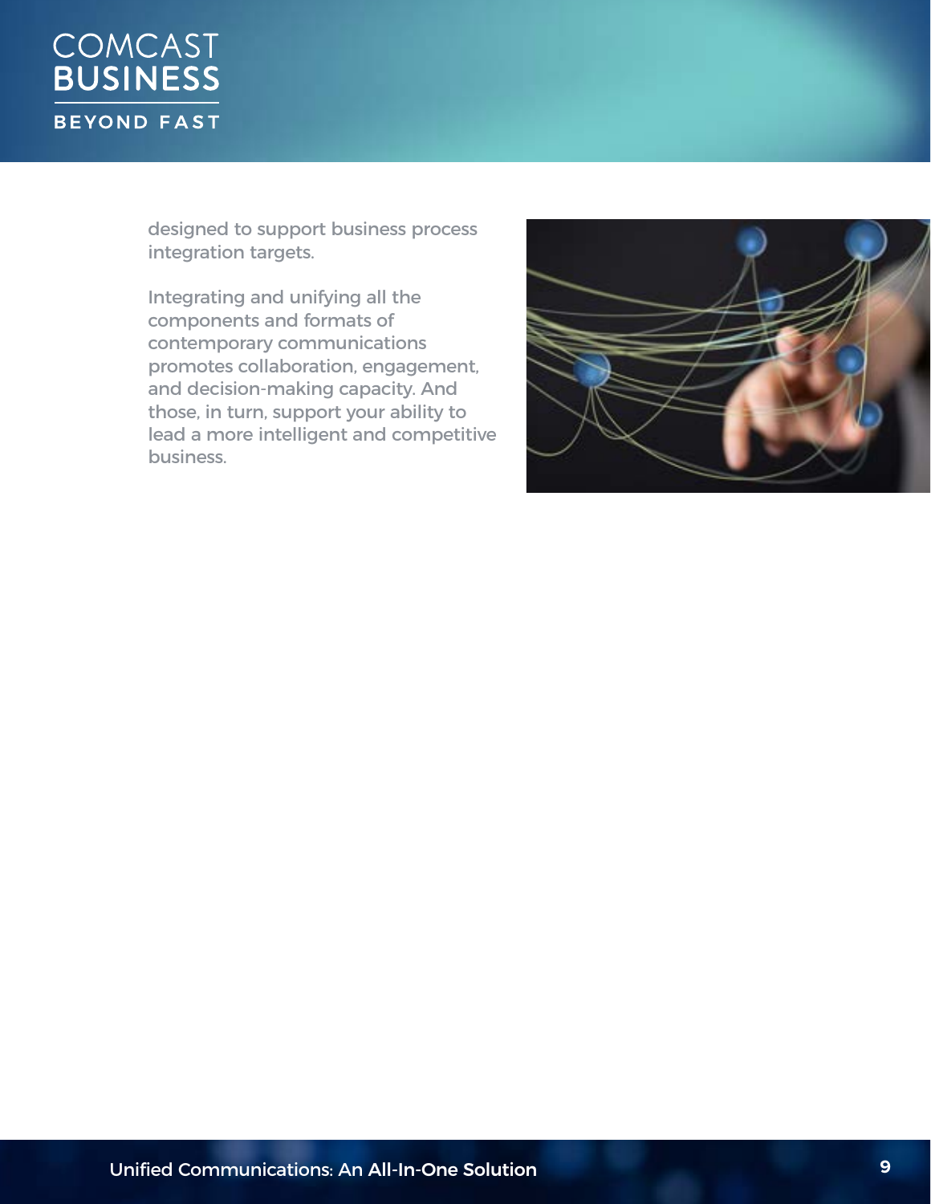designed to support business process integration targets.

Integrating and unifying all the components and formats of contemporary communications promotes collaboration, engagement, and decision-making capacity. And those, in turn, support your ability to lead a more intelligent and competitive business.